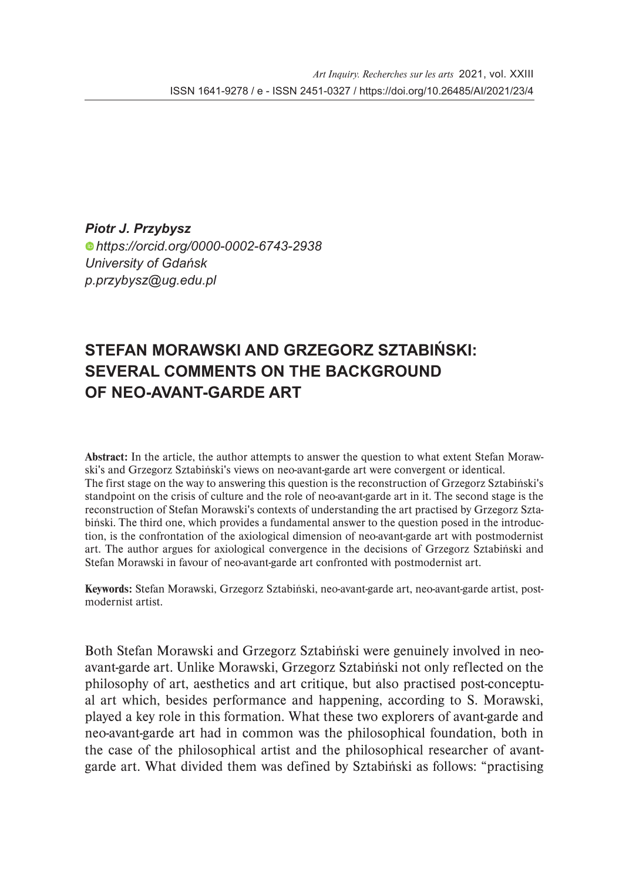*Piotr J. Przybysz*
*https://orcid.org/0000-0002-6743-2938*
*University of Gdańsk*
*p.przybysz@ug.edu.pl*

# STEFAN MORAWSKI AND GRZEGORZ SZTABIŃSKI: SEVERAL COMMENTS ON THE BACKGROUND OF NEO-AVANT-GARDE ART

**Abstract:** In the article, the author attempts to answer the question to what extent Stefan Morawski's and Grzegorz Sztabiński's views on neo-avant-garde art were convergent or identical. The first stage on the way to answering this question is the reconstruction of Grzegorz Sztabiński's standpoint on the crisis of culture and the role of neo-avant-garde art in it. The second stage is the reconstruction of Stefan Morawski's contexts of understanding the art practised by Grzegorz Sztabiński. The third one, which provides a fundamental answer to the question posed in the introduction, is the confrontation of the axiological dimension of neo-avant-garde art with postmodernist art. The author argues for axiological convergence in the decisions of Grzegorz Sztabiński and Stefan Morawski in favour of neo-avant-garde art confronted with postmodernist art.

**Keywords:** Stefan Morawski, Grzegorz Sztabiński, neo-avant-garde art, neo-avant-garde artist, postmodernist artist.

Both Stefan Morawski and Grzegorz Sztabiński were genuinely involved in neo-avant-garde art. Unlike Morawski, Grzegorz Sztabiński not only reflected on the philosophy of art, aesthetics and art critique, but also practised post-conceptual art which, besides performance and happening, according to S. Morawski, played a key role in this formation. What these two explorers of avant-garde and neo-avant-garde art had in common was the philosophical foundation, both in the case of the philosophical artist and the philosophical researcher of avant-garde art. What divided them was defined by Sztabiński as follows: "practising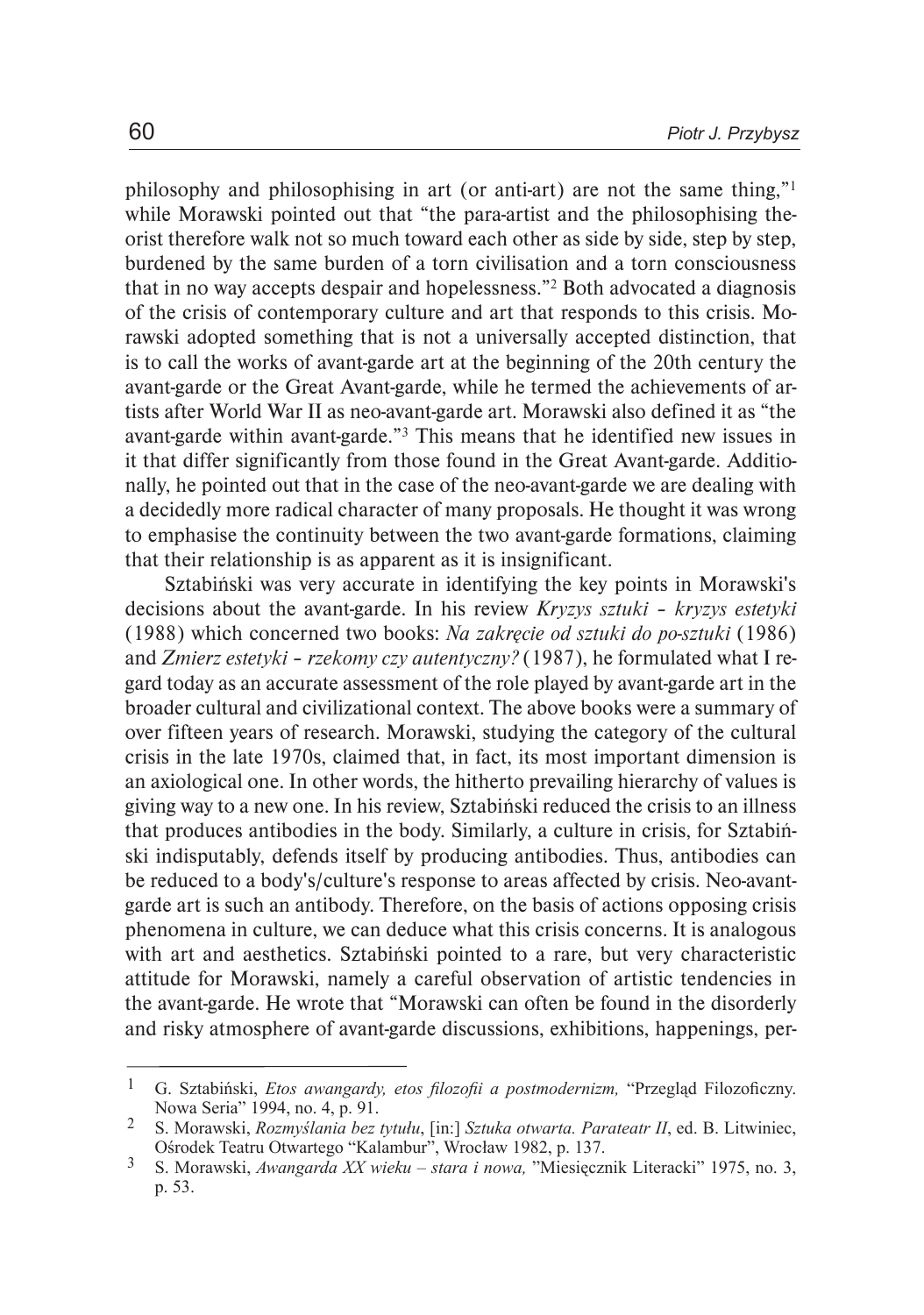philosophy and philosophising in art (or anti-art) are not the same thing,"[1] while Morawski pointed out that "the para-artist and the philosophising theorist therefore walk not so much toward each other as side by side, step by step, burdened by the same burden of a torn civilisation and a torn consciousness that in no way accepts despair and hopelessness."[2] Both advocated a diagnosis of the crisis of contemporary culture and art that responds to this crisis. Morawski adopted something that is not a universally accepted distinction, that is to call the works of avant-garde art at the beginning of the 20th century the avant-garde or the Great Avant-garde, while he termed the achievements of artists after World War II as neo-avant-garde art. Morawski also defined it as "the avant-garde within avant-garde."[3] This means that he identified new issues in it that differ significantly from those found in the Great Avant-garde. Additionally, he pointed out that in the case of the neo-avant-garde we are dealing with a decidedly more radical character of many proposals. He thought it was wrong to emphasise the continuity between the two avant-garde formations, claiming that their relationship is as apparent as it is insignificant.

Sztabiński was very accurate in identifying the key points in Morawski's decisions about the avant-garde. In his review *Kryzys sztuki – kryzys estetyki* (1988) which concerned two books: *Na zakręcie od sztuki do po-sztuki* (1986) and *Zmierz estetyki – rzekomy czy autentyczny?* (1987), he formulated what I regard today as an accurate assessment of the role played by avant-garde art in the broader cultural and civilizational context. The above books were a summary of over fifteen years of research. Morawski, studying the category of the cultural crisis in the late 1970s, claimed that, in fact, its most important dimension is an axiological one. In other words, the hitherto prevailing hierarchy of values is giving way to a new one. In his review, Sztabiński reduced the crisis to an illness that produces antibodies in the body. Similarly, a culture in crisis, for Sztabiński indisputably, defends itself by producing antibodies. Thus, antibodies can be reduced to a body's/culture's response to areas affected by crisis. Neo-avant-garde art is such an antibody. Therefore, on the basis of actions opposing crisis phenomena in culture, we can deduce what this crisis concerns. It is analogous with art and aesthetics. Sztabiński pointed to a rare, but very characteristic attitude for Morawski, namely a careful observation of artistic tendencies in the avant-garde. He wrote that "Morawski can often be found in the disorderly and risky atmosphere of avant-garde discussions, exhibitions, happenings, per-

---

[1] G. Sztabiński, *Etos awangardy, etos filozofii a postmodernizm,* "Przegląd Filozoficzny. Nowa Seria" 1994, no. 4, p. 91.

[2] S. Morawski, *Rozmyślania bez tytułu*, [in:] *Sztuka otwarta. Parateatr II*, ed. B. Litwiniec, Ośrodek Teatru Otwartego "Kalambur", Wrocław 1982, p. 137.

[3] S. Morawski, *Awangarda XX wieku – stara i nowa,* "Miesięcznik Literacki" 1975, no. 3, p. 53.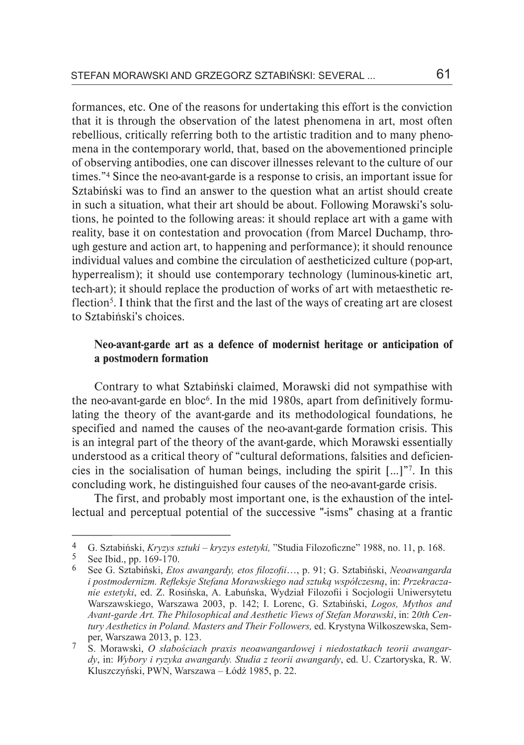formances, etc. One of the reasons for undertaking this effort is the conviction that it is through the observation of the latest phenomena in art, most often rebellious, critically referring both to the artistic tradition and to many phenomena in the contemporary world, that, based on the abovementioned principle of observing antibodies, one can discover illnesses relevant to the culture of our times."[4] Since the neo-avant-garde is a response to crisis, an important issue for Sztabiński was to find an answer to the question what an artist should create in such a situation, what their art should be about. Following Morawski's solutions, he pointed to the following areas: it should replace art with a game with reality, base it on contestation and provocation (from Marcel Duchamp, through gesture and action art, to happening and performance); it should renounce individual values and combine the circulation of aestheticized culture (pop-art, hyperrealism); it should use contemporary technology (luminous-kinetic art, tech-art); it should replace the production of works of art with metaesthetic reflection[5]. I think that the first and the last of the ways of creating art are closest to Sztabiński's choices.

### Neo-avant-garde art as a defence of modernist heritage or anticipation of a postmodern formation

Contrary to what Sztabiński claimed, Morawski did not sympathise with the neo-avant-garde en bloc[6]. In the mid 1980s, apart from definitively formulating the theory of the avant-garde and its methodological foundations, he specified and named the causes of the neo-avant-garde formation crisis. This is an integral part of the theory of the avant-garde, which Morawski essentially understood as a critical theory of "cultural deformations, falsities and deficiencies in the socialisation of human beings, including the spirit [...]"[7]. In this concluding work, he distinguished four causes of the neo-avant-garde crisis.

The first, and probably most important one, is the exhaustion of the intellectual and perceptual potential of the successive "-isms" chasing at a frantic

---

4 G. Sztabiński, *Kryzys sztuki – kryzys estetyki,* "Studia Filozoficzne" 1988, no. 11, p. 168.

5 See Ibid., pp. 169-170.

6 See G. Sztabiński, *Etos awangardy, etos filozofii*…, p. 91; G. Sztabiński, *Neoawangarda i postmodernizm. Refleksje Stefana Morawskiego nad sztuką współczesną*, in: *Przekraczanie estetyki*, ed. Z. Rosińska, A. Łabuńska, Wydział Filozofii i Socjologii Uniwersytetu Warszawskiego, Warszawa 2003, p. 142; I. Lorenc, G. Sztabiński, *Logos, Mythos and Avant-garde Art. The Philosophical and Aesthetic Views of Stefan Morawski*, in: *20th Century Aesthetics in Poland. Masters and Their Followers,* ed. Krystyna Wilkoszewska, Semper, Warszawa 2013, p. 123.

7 S. Morawski, *O słabościach praxis neoawangardowej i niedostatkach teorii awangardy*, in: *Wybory i ryzyka awangardy. Studia z teorii awangardy*, ed. U. Czartoryska, R. W. Kluszczyński, PWN, Warszawa – Łódź 1985, p. 22.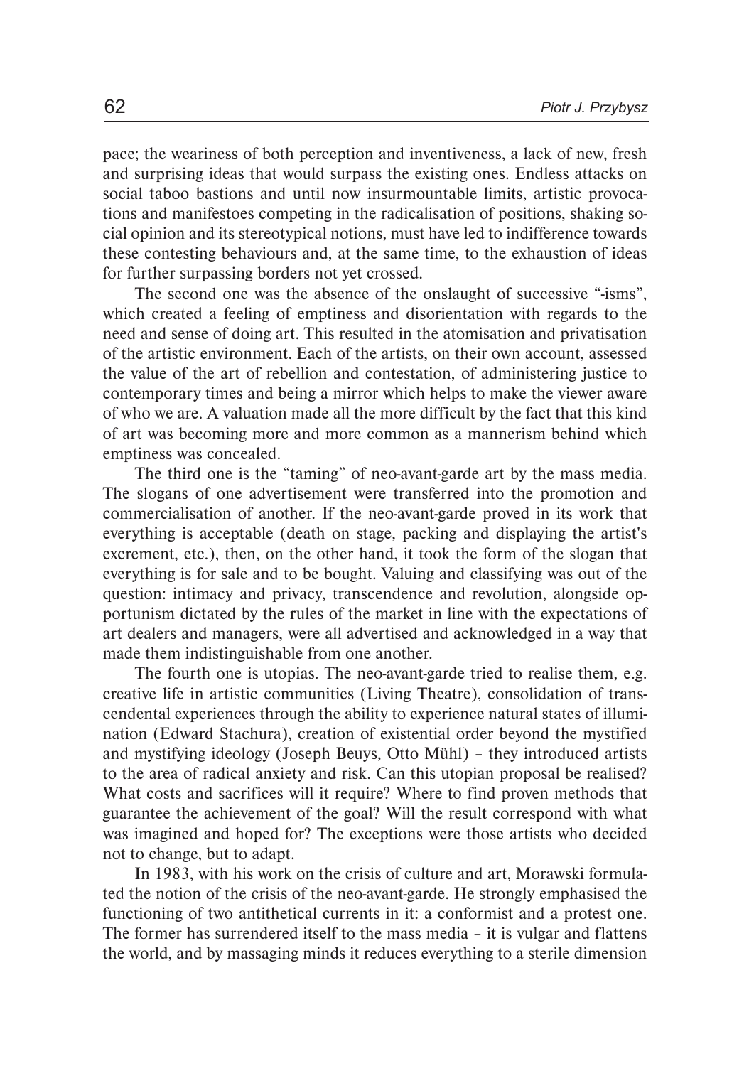pace; the weariness of both perception and inventiveness, a lack of new, fresh and surprising ideas that would surpass the existing ones. Endless attacks on social taboo bastions and until now insurmountable limits, artistic provocations and manifestoes competing in the radicalisation of positions, shaking social opinion and its stereotypical notions, must have led to indifference towards these contesting behaviours and, at the same time, to the exhaustion of ideas for further surpassing borders not yet crossed.

The second one was the absence of the onslaught of successive "-isms", which created a feeling of emptiness and disorientation with regards to the need and sense of doing art. This resulted in the atomisation and privatisation of the artistic environment. Each of the artists, on their own account, assessed the value of the art of rebellion and contestation, of administering justice to contemporary times and being a mirror which helps to make the viewer aware of who we are. A valuation made all the more difficult by the fact that this kind of art was becoming more and more common as a mannerism behind which emptiness was concealed.

The third one is the "taming" of neo-avant-garde art by the mass media. The slogans of one advertisement were transferred into the promotion and commercialisation of another. If the neo-avant-garde proved in its work that everything is acceptable (death on stage, packing and displaying the artist's excrement, etc.), then, on the other hand, it took the form of the slogan that everything is for sale and to be bought. Valuing and classifying was out of the question: intimacy and privacy, transcendence and revolution, alongside opportunism dictated by the rules of the market in line with the expectations of art dealers and managers, were all advertised and acknowledged in a way that made them indistinguishable from one another.

The fourth one is utopias. The neo-avant-garde tried to realise them, e.g. creative life in artistic communities (Living Theatre), consolidation of transcendental experiences through the ability to experience natural states of illumination (Edward Stachura), creation of existential order beyond the mystified and mystifying ideology (Joseph Beuys, Otto Mühl) – they introduced artists to the area of radical anxiety and risk. Can this utopian proposal be realised? What costs and sacrifices will it require? Where to find proven methods that guarantee the achievement of the goal? Will the result correspond with what was imagined and hoped for? The exceptions were those artists who decided not to change, but to adapt.

In 1983, with his work on the crisis of culture and art, Morawski formulated the notion of the crisis of the neo-avant-garde. He strongly emphasised the functioning of two antithetical currents in it: a conformist and a protest one. The former has surrendered itself to the mass media – it is vulgar and flattens the world, and by massaging minds it reduces everything to a sterile dimension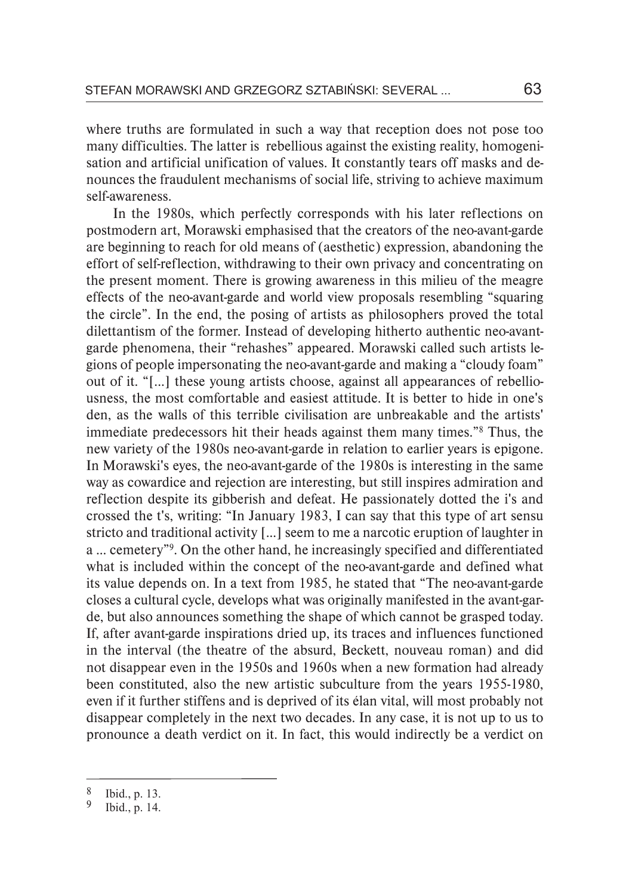where truths are formulated in such a way that reception does not pose too many difficulties. The latter is rebellious against the existing reality, homogenisation and artificial unification of values. It constantly tears off masks and denounces the fraudulent mechanisms of social life, striving to achieve maximum self-awareness.

In the 1980s, which perfectly corresponds with his later reflections on postmodern art, Morawski emphasised that the creators of the neo-avant-garde are beginning to reach for old means of (aesthetic) expression, abandoning the effort of self-reflection, withdrawing to their own privacy and concentrating on the present moment. There is growing awareness in this milieu of the meagre effects of the neo-avant-garde and world view proposals resembling "squaring the circle". In the end, the posing of artists as philosophers proved the total dilettantism of the former. Instead of developing hitherto authentic neo-avant-garde phenomena, their "rehashes" appeared. Morawski called such artists legions of people impersonating the neo-avant-garde and making a "cloudy foam" out of it. "[...] these young artists choose, against all appearances of rebelliousness, the most comfortable and easiest attitude. It is better to hide in one's den, as the walls of this terrible civilisation are unbreakable and the artists' immediate predecessors hit their heads against them many times."[8] Thus, the new variety of the 1980s neo-avant-garde in relation to earlier years is epigone. In Morawski's eyes, the neo-avant-garde of the 1980s is interesting in the same way as cowardice and rejection are interesting, but still inspires admiration and reflection despite its gibberish and defeat. He passionately dotted the i's and crossed the t's, writing: "In January 1983, I can say that this type of art sensu stricto and traditional activity [...] seem to me a narcotic eruption of laughter in a ... cemetery"[9]. On the other hand, he increasingly specified and differentiated what is included within the concept of the neo-avant-garde and defined what its value depends on. In a text from 1985, he stated that "The neo-avant-garde closes a cultural cycle, develops what was originally manifested in the avant-garde, but also announces something the shape of which cannot be grasped today. If, after avant-garde inspirations dried up, its traces and influences functioned in the interval (the theatre of the absurd, Beckett, nouveau roman) and did not disappear even in the 1950s and 1960s when a new formation had already been constituted, also the new artistic subculture from the years 1955-1980, even if it further stiffens and is deprived of its élan vital, will most probably not disappear completely in the next two decades. In any case, it is not up to us to pronounce a death verdict on it. In fact, this would indirectly be a verdict on

---

[8] Ibid., p. 13.

[9] Ibid., p. 14.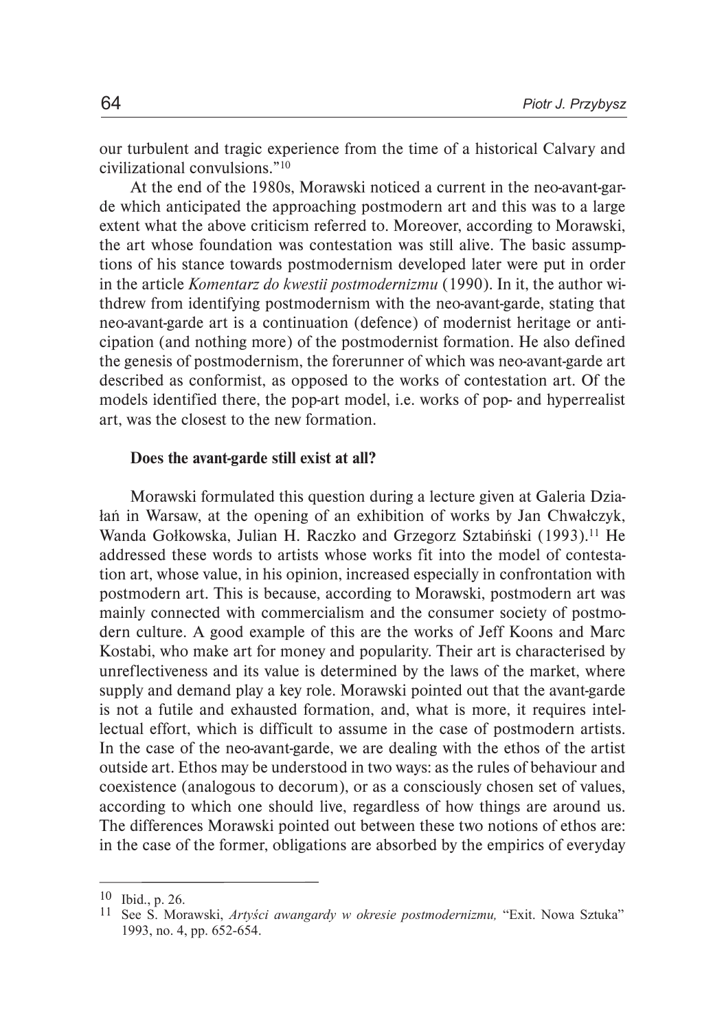our turbulent and tragic experience from the time of a historical Calvary and civilizational convulsions."[10]

At the end of the 1980s, Morawski noticed a current in the neo-avant-garde which anticipated the approaching postmodern art and this was to a large extent what the above criticism referred to. Moreover, according to Morawski, the art whose foundation was contestation was still alive. The basic assumptions of his stance towards postmodernism developed later were put in order in the article *Komentarz do kwestii postmodernizmu* (1990). In it, the author withdrew from identifying postmodernism with the neo-avant-garde, stating that neo-avant-garde art is a continuation (defence) of modernist heritage or anticipation (and nothing more) of the postmodernist formation. He also defined the genesis of postmodernism, the forerunner of which was neo-avant-garde art described as conformist, as opposed to the works of contestation art. Of the models identified there, the pop-art model, i.e. works of pop- and hyperrealist art, was the closest to the new formation.

**Does the avant-garde still exist at all?**

Morawski formulated this question during a lecture given at Galeria Działań in Warsaw, at the opening of an exhibition of works by Jan Chwałczyk, Wanda Gołkowska, Julian H. Raczko and Grzegorz Sztabiński (1993).[11] He addressed these words to artists whose works fit into the model of contestation art, whose value, in his opinion, increased especially in confrontation with postmodern art. This is because, according to Morawski, postmodern art was mainly connected with commercialism and the consumer society of postmodern culture. A good example of this are the works of Jeff Koons and Marc Kostabi, who make art for money and popularity. Their art is characterised by unreflectiveness and its value is determined by the laws of the market, where supply and demand play a key role. Morawski pointed out that the avant-garde is not a futile and exhausted formation, and, what is more, it requires intellectual effort, which is difficult to assume in the case of postmodern artists. In the case of the neo-avant-garde, we are dealing with the ethos of the artist outside art. Ethos may be understood in two ways: as the rules of behaviour and coexistence (analogous to decorum), or as a consciously chosen set of values, according to which one should live, regardless of how things are around us. The differences Morawski pointed out between these two notions of ethos are: in the case of the former, obligations are absorbed by the empirics of everyday

---

[10] Ibid., p. 26.

[11] See S. Morawski, *Artyści awangardy w okresie postmodernizmu,* "Exit. Nowa Sztuka" 1993, no. 4, pp. 652-654.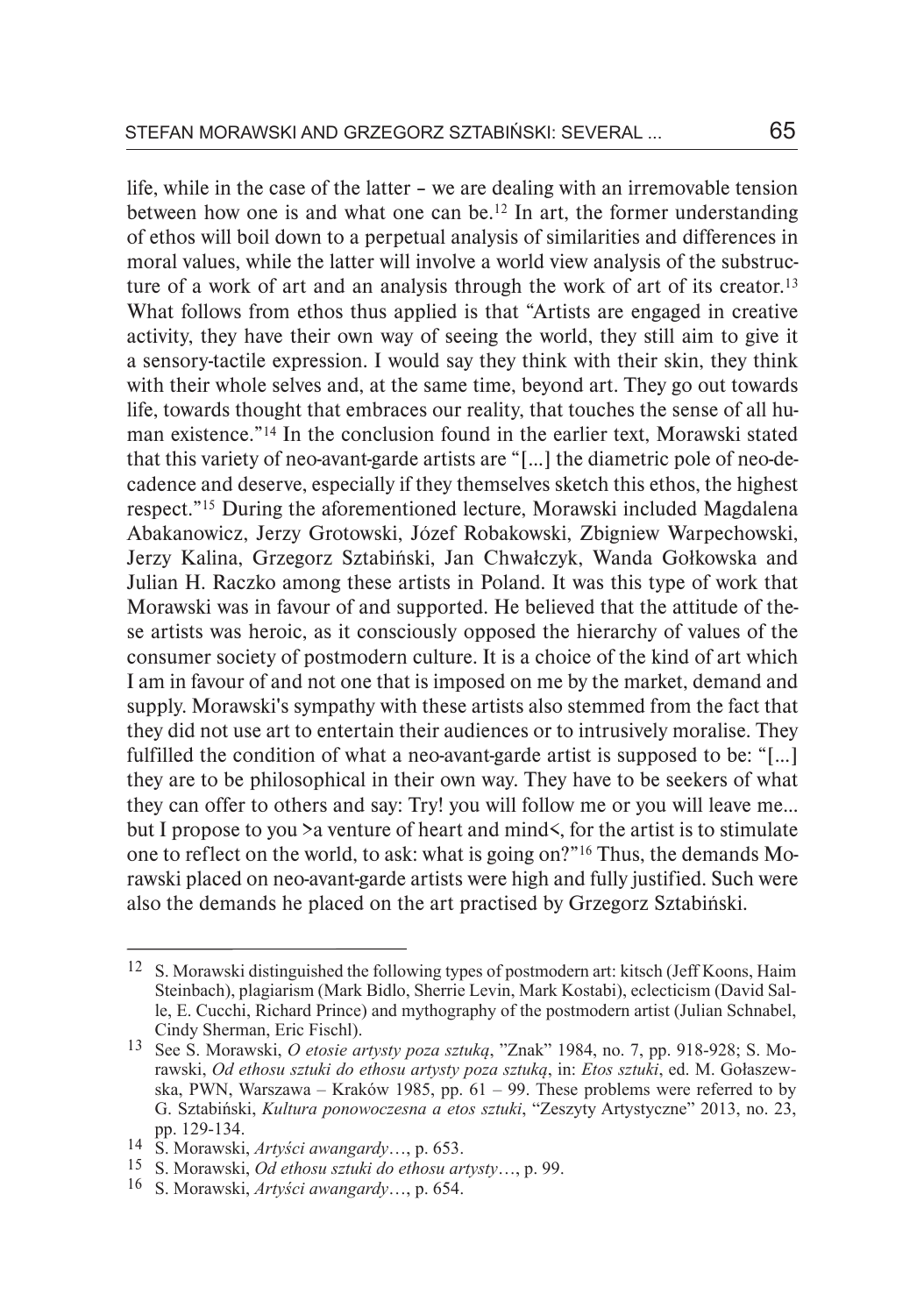life, while in the case of the latter – we are dealing with an irremovable tension between how one is and what one can be.[12] In art, the former understanding of ethos will boil down to a perpetual analysis of similarities and differences in moral values, while the latter will involve a world view analysis of the substructure of a work of art and an analysis through the work of art of its creator.[13] What follows from ethos thus applied is that "Artists are engaged in creative activity, they have their own way of seeing the world, they still aim to give it a sensory-tactile expression. I would say they think with their skin, they think with their whole selves and, at the same time, beyond art. They go out towards life, towards thought that embraces our reality, that touches the sense of all human existence."[14] In the conclusion found in the earlier text, Morawski stated that this variety of neo-avant-garde artists are "[...] the diametric pole of neo-decadence and deserve, especially if they themselves sketch this ethos, the highest respect."[15] During the aforementioned lecture, Morawski included Magdalena Abakanowicz, Jerzy Grotowski, Józef Robakowski, Zbigniew Warpechowski, Jerzy Kalina, Grzegorz Sztabiński, Jan Chwałczyk, Wanda Gołkowska and Julian H. Raczko among these artists in Poland. It was this type of work that Morawski was in favour of and supported. He believed that the attitude of these artists was heroic, as it consciously opposed the hierarchy of values of the consumer society of postmodern culture. It is a choice of the kind of art which I am in favour of and not one that is imposed on me by the market, demand and supply. Morawski's sympathy with these artists also stemmed from the fact that they did not use art to entertain their audiences or to intrusively moralise. They fulfilled the condition of what a neo-avant-garde artist is supposed to be: "[...] they are to be philosophical in their own way. They have to be seekers of what they can offer to others and say: Try! you will follow me or you will leave me... but I propose to you >a venture of heart and mind<, for the artist is to stimulate one to reflect on the world, to ask: what is going on?"[16] Thus, the demands Morawski placed on neo-avant-garde artists were high and fully justified. Such were also the demands he placed on the art practised by Grzegorz Sztabiński.

---

12 S. Morawski distinguished the following types of postmodern art: kitsch (Jeff Koons, Haim Steinbach), plagiarism (Mark Bidlo, Sherrie Levin, Mark Kostabi), eclecticism (David Salle, E. Cucchi, Richard Prince) and mythography of the postmodern artist (Julian Schnabel, Cindy Sherman, Eric Fischl).

13 See S. Morawski, *O etosie artysty poza sztuką*, "Znak" 1984, no. 7, pp. 918-928; S. Morawski, *Od ethosu sztuki do ethosu artysty poza sztuką*, in: *Etos sztuki*, ed. M. Gołaszewska, PWN, Warszawa – Kraków 1985, pp. 61 – 99. These problems were referred to by G. Sztabiński, *Kultura ponowoczesna a etos sztuki*, "Zeszyty Artystyczne" 2013, no. 23, pp. 129-134.

14 S. Morawski, *Artyści awangardy*…, p. 653.

15 S. Morawski, *Od ethosu sztuki do ethosu artysty*…, p. 99.

16 S. Morawski, *Artyści awangardy*…, p. 654.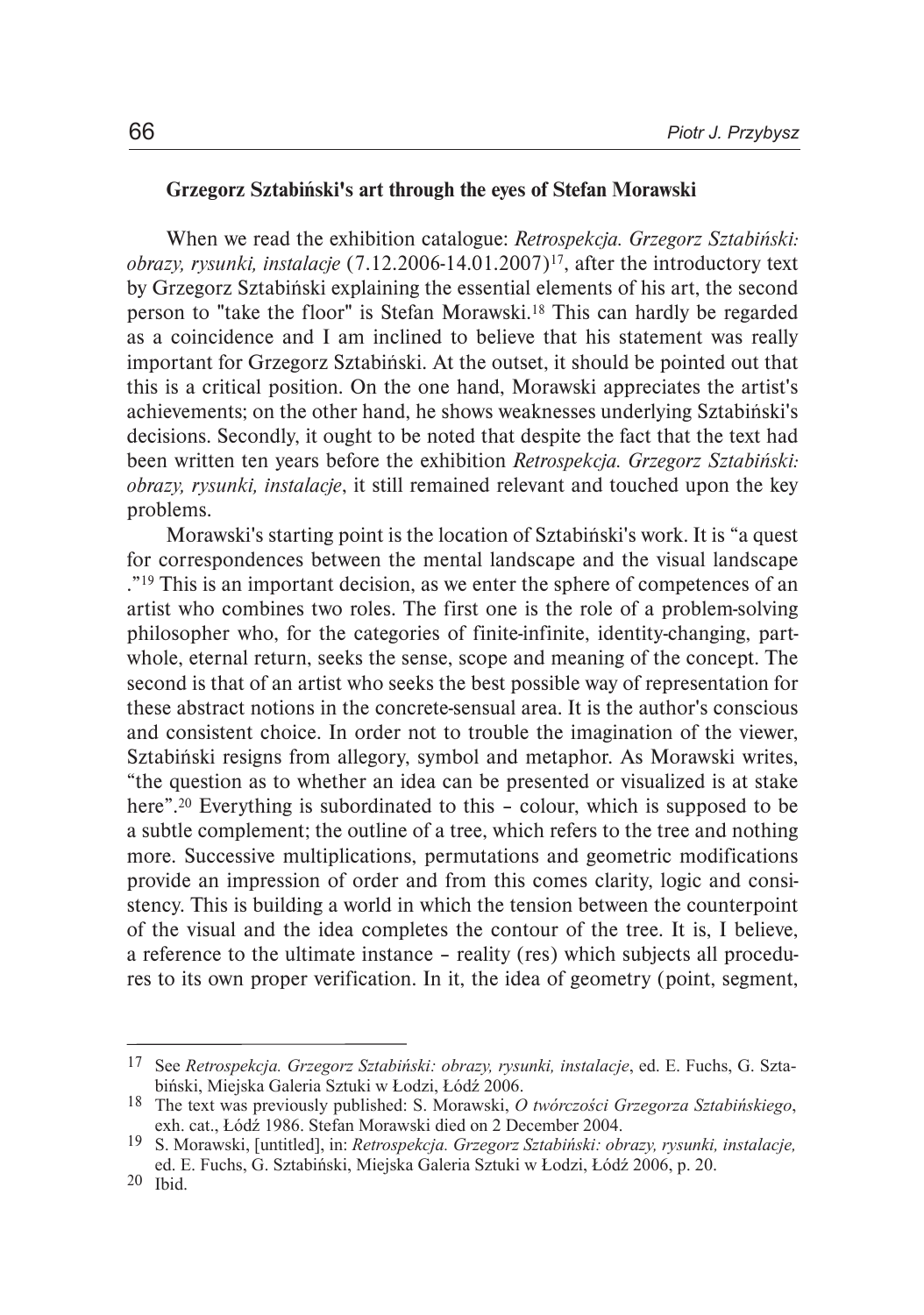**Grzegorz Sztabiński's art through the eyes of Stefan Morawski**

When we read the exhibition catalogue: *Retrospekcja. Grzegorz Sztabiński: obrazy, rysunki, instalacje* (7.12.2006-14.01.2007)[17], after the introductory text by Grzegorz Sztabiński explaining the essential elements of his art, the second person to "take the floor" is Stefan Morawski.[18] This can hardly be regarded as a coincidence and I am inclined to believe that his statement was really important for Grzegorz Sztabiński. At the outset, it should be pointed out that this is a critical position. On the one hand, Morawski appreciates the artist's achievements; on the other hand, he shows weaknesses underlying Sztabiński's decisions. Secondly, it ought to be noted that despite the fact that the text had been written ten years before the exhibition *Retrospekcja. Grzegorz Sztabiński: obrazy, rysunki, instalacje*, it still remained relevant and touched upon the key problems.

Morawski's starting point is the location of Sztabiński's work. It is "a quest for correspondences between the mental landscape and the visual landscape ."[19] This is an important decision, as we enter the sphere of competences of an artist who combines two roles. The first one is the role of a problem-solving philosopher who, for the categories of finite-infinite, identity-changing, part-whole, eternal return, seeks the sense, scope and meaning of the concept. The second is that of an artist who seeks the best possible way of representation for these abstract notions in the concrete-sensual area. It is the author's conscious and consistent choice. In order not to trouble the imagination of the viewer, Sztabiński resigns from allegory, symbol and metaphor. As Morawski writes, "the question as to whether an idea can be presented or visualized is at stake here".[20] Everything is subordinated to this – colour, which is supposed to be a subtle complement; the outline of a tree, which refers to the tree and nothing more. Successive multiplications, permutations and geometric modifications provide an impression of order and from this comes clarity, logic and consistency. This is building a world in which the tension between the counterpoint of the visual and the idea completes the contour of the tree. It is, I believe, a reference to the ultimate instance – reality (res) which subjects all procedures to its own proper verification. In it, the idea of geometry (point, segment,

---

[17] See *Retrospekcja. Grzegorz Sztabiński: obrazy, rysunki, instalacje*, ed. E. Fuchs, G. Sztabiński, Miejska Galeria Sztuki w Łodzi, Łódź 2006.

[18] The text was previously published: S. Morawski, *O twórczości Grzegorza Sztabińskiego*, exh. cat., Łódź 1986. Stefan Morawski died on 2 December 2004.

[19] S. Morawski, [untitled], in: *Retrospekcja. Grzegorz Sztabiński: obrazy, rysunki, instalacje,* ed. E. Fuchs, G. Sztabiński, Miejska Galeria Sztuki w Łodzi, Łódź 2006, p. 20.

[20] Ibid.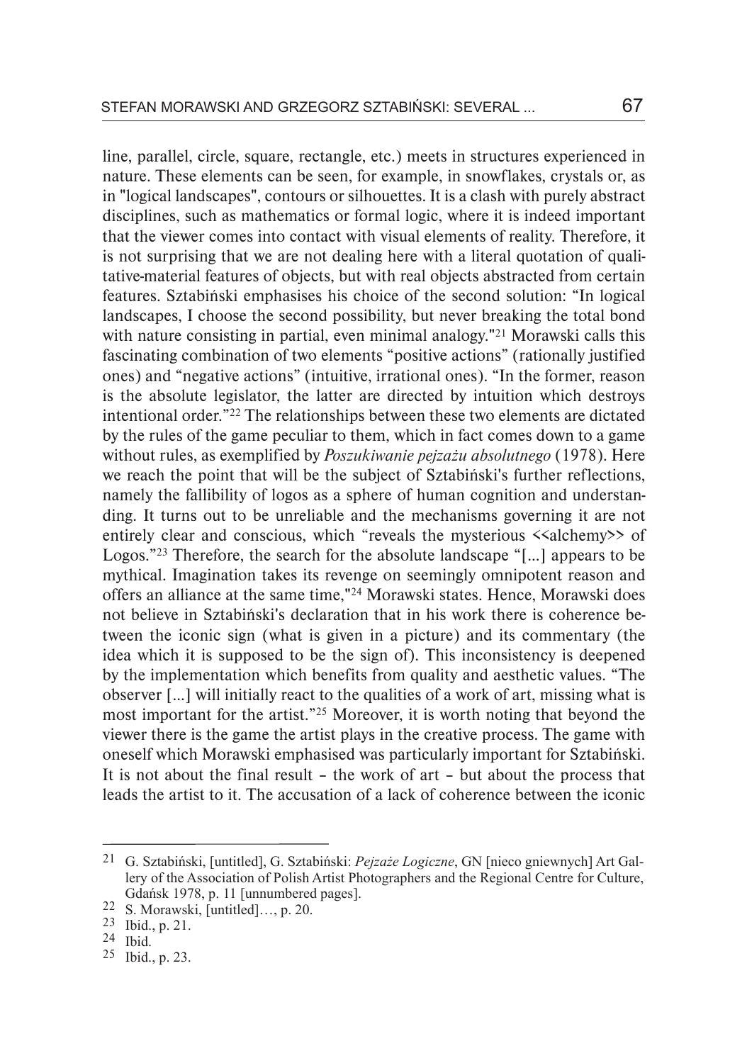line, parallel, circle, square, rectangle, etc.) meets in structures experienced in nature. These elements can be seen, for example, in snowflakes, crystals or, as in "logical landscapes", contours or silhouettes. It is a clash with purely abstract disciplines, such as mathematics or formal logic, where it is indeed important that the viewer comes into contact with visual elements of reality. Therefore, it is not surprising that we are not dealing here with a literal quotation of qualitative-material features of objects, but with real objects abstracted from certain features. Sztabiński emphasises his choice of the second solution: "In logical landscapes, I choose the second possibility, but never breaking the total bond with nature consisting in partial, even minimal analogy."[21] Morawski calls this fascinating combination of two elements "positive actions" (rationally justified ones) and "negative actions" (intuitive, irrational ones). "In the former, reason is the absolute legislator, the latter are directed by intuition which destroys intentional order."[22] The relationships between these two elements are dictated by the rules of the game peculiar to them, which in fact comes down to a game without rules, as exemplified by *Poszukiwanie pejzażu absolutnego* (1978). Here we reach the point that will be the subject of Sztabiński's further reflections, namely the fallibility of logos as a sphere of human cognition and understanding. It turns out to be unreliable and the mechanisms governing it are not entirely clear and conscious, which "reveals the mysterious <<alchemy>> of Logos."[23] Therefore, the search for the absolute landscape "[...] appears to be mythical. Imagination takes its revenge on seemingly omnipotent reason and offers an alliance at the same time,"[24] Morawski states. Hence, Morawski does not believe in Sztabiński's declaration that in his work there is coherence between the iconic sign (what is given in a picture) and its commentary (the idea which it is supposed to be the sign of). This inconsistency is deepened by the implementation which benefits from quality and aesthetic values. "The observer [...] will initially react to the qualities of a work of art, missing what is most important for the artist."[25] Moreover, it is worth noting that beyond the viewer there is the game the artist plays in the creative process. The game with oneself which Morawski emphasised was particularly important for Sztabiński. It is not about the final result – the work of art – but about the process that leads the artist to it. The accusation of a lack of coherence between the iconic

---

21 G. Sztabiński, [untitled], G. Sztabiński: *Pejzaże Logiczne*, GN [nieco gniewnych] Art Gallery of the Association of Polish Artist Photographers and the Regional Centre for Culture, Gdańsk 1978, p. 11 [unnumbered pages].

22 S. Morawski, [untitled]…, p. 20.

23 Ibid., p. 21.

24 Ibid.

25 Ibid., p. 23.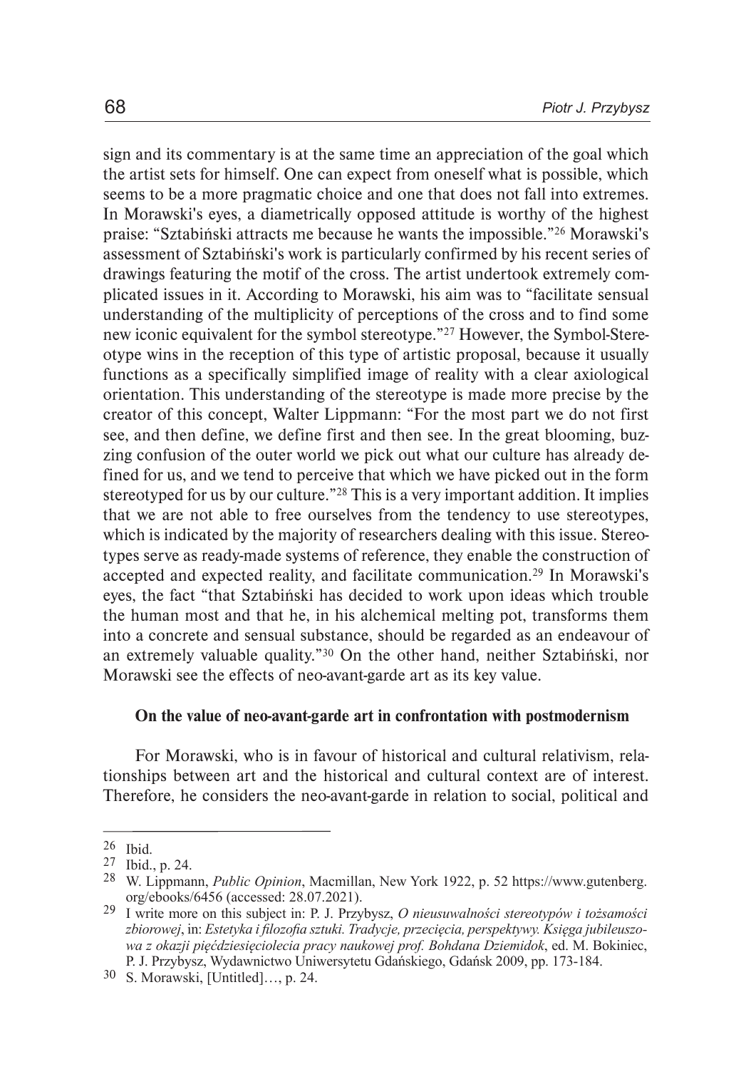sign and its commentary is at the same time an appreciation of the goal which the artist sets for himself. One can expect from oneself what is possible, which seems to be a more pragmatic choice and one that does not fall into extremes. In Morawski's eyes, a diametrically opposed attitude is worthy of the highest praise: "Sztabiński attracts me because he wants the impossible."[26] Morawski's assessment of Sztabiński's work is particularly confirmed by his recent series of drawings featuring the motif of the cross. The artist undertook extremely complicated issues in it. According to Morawski, his aim was to "facilitate sensual understanding of the multiplicity of perceptions of the cross and to find some new iconic equivalent for the symbol stereotype."[27] However, the Symbol-Stereotype wins in the reception of this type of artistic proposal, because it usually functions as a specifically simplified image of reality with a clear axiological orientation. This understanding of the stereotype is made more precise by the creator of this concept, Walter Lippmann: "For the most part we do not first see, and then define, we define first and then see. In the great blooming, buzzing confusion of the outer world we pick out what our culture has already defined for us, and we tend to perceive that which we have picked out in the form stereotyped for us by our culture."[28] This is a very important addition. It implies that we are not able to free ourselves from the tendency to use stereotypes, which is indicated by the majority of researchers dealing with this issue. Stereotypes serve as ready-made systems of reference, they enable the construction of accepted and expected reality, and facilitate communication.[29] In Morawski's eyes, the fact "that Sztabiński has decided to work upon ideas which trouble the human most and that he, in his alchemical melting pot, transforms them into a concrete and sensual substance, should be regarded as an endeavour of an extremely valuable quality."[30] On the other hand, neither Sztabiński, nor Morawski see the effects of neo-avant-garde art as its key value.

## On the value of neo-avant-garde art in confrontation with postmodernism

For Morawski, who is in favour of historical and cultural relativism, relationships between art and the historical and cultural context are of interest. Therefore, he considers the neo-avant-garde in relation to social, political and

---

[26] Ibid.

[27] Ibid., p. 24.

[28] W. Lippmann, *Public Opinion*, Macmillan, New York 1922, p. 52 https://www.gutenberg.org/ebooks/6456 (accessed: 28.07.2021).

[29] I write more on this subject in: P. J. Przybysz, *O nieusuwalności stereotypów i tożsamości zbiorowej*, in: *Estetyka i filozofia sztuki. Tradycje, przecięcia, perspektywy. Księga jubileuszowa z okazji pięćdziesięciolecia pracy naukowej prof. Bohdana Dziemidok*, ed. M. Bokiniec, P. J. Przybysz, Wydawnictwo Uniwersytetu Gdańskiego, Gdańsk 2009, pp. 173-184.

[30] S. Morawski, [Untitled]…, p. 24.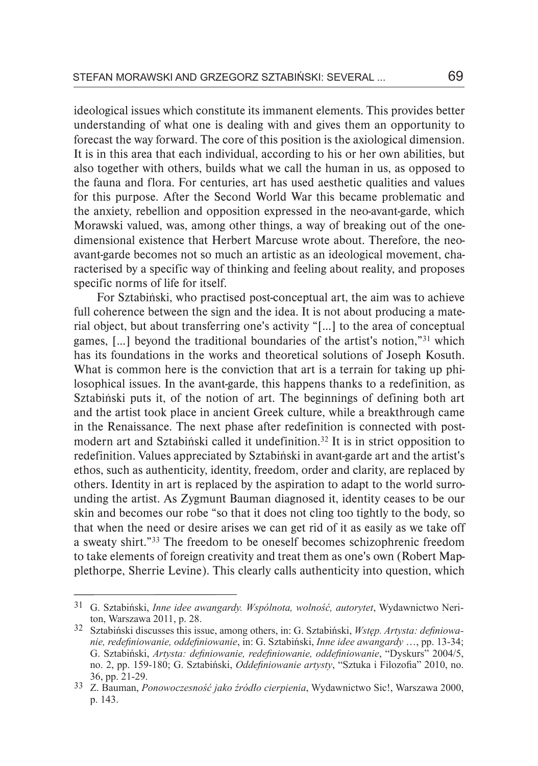ideological issues which constitute its immanent elements. This provides better understanding of what one is dealing with and gives them an opportunity to forecast the way forward. The core of this position is the axiological dimension. It is in this area that each individual, according to his or her own abilities, but also together with others, builds what we call the human in us, as opposed to the fauna and flora. For centuries, art has used aesthetic qualities and values for this purpose. After the Second World War this became problematic and the anxiety, rebellion and opposition expressed in the neo-avant-garde, which Morawski valued, was, among other things, a way of breaking out of the one-dimensional existence that Herbert Marcuse wrote about. Therefore, the neo-avant-garde becomes not so much an artistic as an ideological movement, characterised by a specific way of thinking and feeling about reality, and proposes specific norms of life for itself.

For Sztabiński, who practised post-conceptual art, the aim was to achieve full coherence between the sign and the idea. It is not about producing a material object, but about transferring one's activity "[...] to the area of conceptual games, [...] beyond the traditional boundaries of the artist's notion,"[31] which has its foundations in the works and theoretical solutions of Joseph Kosuth. What is common here is the conviction that art is a terrain for taking up philosophical issues. In the avant-garde, this happens thanks to a redefinition, as Sztabiński puts it, of the notion of art. The beginnings of defining both art and the artist took place in ancient Greek culture, while a breakthrough came in the Renaissance. The next phase after redefinition is connected with postmodern art and Sztabiński called it undefinition.[32] It is in strict opposition to redefinition. Values appreciated by Sztabiński in avant-garde art and the artist's ethos, such as authenticity, identity, freedom, order and clarity, are replaced by others. Identity in art is replaced by the aspiration to adapt to the world surrounding the artist. As Zygmunt Bauman diagnosed it, identity ceases to be our skin and becomes our robe "so that it does not cling too tightly to the body, so that when the need or desire arises we can get rid of it as easily as we take off a sweaty shirt."[33] The freedom to be oneself becomes schizophrenic freedom to take elements of foreign creativity and treat them as one's own (Robert Mapplethorpe, Sherrie Levine). This clearly calls authenticity into question, which

---

[31] G. Sztabiński, *Inne idee awangardy. Wspólnota, wolność, autorytet*, Wydawnictwo Neriton, Warszawa 2011, p. 28.

[32] Sztabiński discusses this issue, among others, in: G. Sztabiński, *Wstęp. Artysta: definiowanie, redefiniowanie, oddefiniowanie*, in: G. Sztabiński, *Inne idee awangardy* …, pp. 13-34; G. Sztabiński, *Artysta: definiowanie, redefiniowanie, oddefiniowanie*, "Dyskurs" 2004/5, no. 2, pp. 159-180; G. Sztabiński, *Oddefiniowanie artysty*, "Sztuka i Filozofia" 2010, no. 36, pp. 21-29.

[33] Z. Bauman, *Ponowoczesność jako źródło cierpienia*, Wydawnictwo Sic!, Warszawa 2000, p. 143.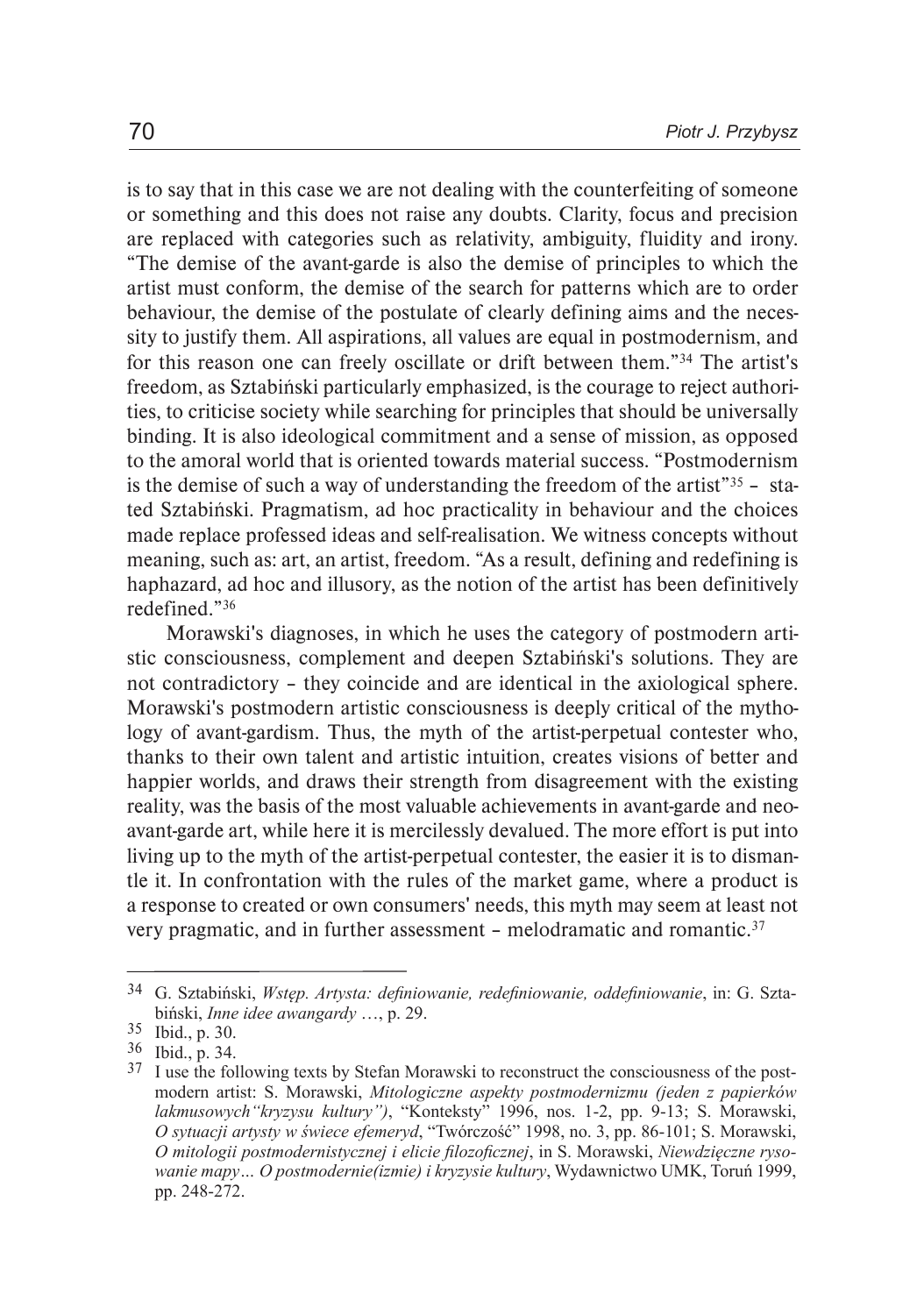is to say that in this case we are not dealing with the counterfeiting of someone or something and this does not raise any doubts. Clarity, focus and precision are replaced with categories such as relativity, ambiguity, fluidity and irony. "The demise of the avant-garde is also the demise of principles to which the artist must conform, the demise of the search for patterns which are to order behaviour, the demise of the postulate of clearly defining aims and the necessity to justify them. All aspirations, all values are equal in postmodernism, and for this reason one can freely oscillate or drift between them."[34] The artist's freedom, as Sztabiński particularly emphasized, is the courage to reject authorities, to criticise society while searching for principles that should be universally binding. It is also ideological commitment and a sense of mission, as opposed to the amoral world that is oriented towards material success. "Postmodernism is the demise of such a way of understanding the freedom of the artist"[35] – stated Sztabiński. Pragmatism, ad hoc practicality in behaviour and the choices made replace professed ideas and self-realisation. We witness concepts without meaning, such as: art, an artist, freedom. "As a result, defining and redefining is haphazard, ad hoc and illusory, as the notion of the artist has been definitively redefined."[36]

Morawski's diagnoses, in which he uses the category of postmodern artistic consciousness, complement and deepen Sztabiński's solutions. They are not contradictory – they coincide and are identical in the axiological sphere. Morawski's postmodern artistic consciousness is deeply critical of the mythology of avant-gardism. Thus, the myth of the artist-perpetual contester who, thanks to their own talent and artistic intuition, creates visions of better and happier worlds, and draws their strength from disagreement with the existing reality, was the basis of the most valuable achievements in avant-garde and neo-avant-garde art, while here it is mercilessly devalued. The more effort is put into living up to the myth of the artist-perpetual contester, the easier it is to dismantle it. In confrontation with the rules of the market game, where a product is a response to created or own consumers' needs, this myth may seem at least not very pragmatic, and in further assessment – melodramatic and romantic.[37]

---

[34] G. Sztabiński, *Wstęp. Artysta: definiowanie, redefiniowanie, oddefiniowanie*, in: G. Sztabiński, *Inne idee awangardy* …, p. 29.

[35] Ibid., p. 30.

[36] Ibid., p. 34.

[37] I use the following texts by Stefan Morawski to reconstruct the consciousness of the postmodern artist: S. Morawski, *Mitologiczne aspekty postmodernizmu (jeden z papierków lakmusowych"kryzysu kultury")*, "Konteksty" 1996, nos. 1-2, pp. 9-13; S. Morawski, *O sytuacji artysty w świece efemeryd*, "Twórczość" 1998, no. 3, pp. 86-101; S. Morawski, *O mitologii postmodernistycznej i elicie filozoficznej*, in S. Morawski, *Niewdzięczne rysowanie mapy… O postmodernie(izmie) i kryzysie kultury*, Wydawnictwo UMK, Toruń 1999, pp. 248-272.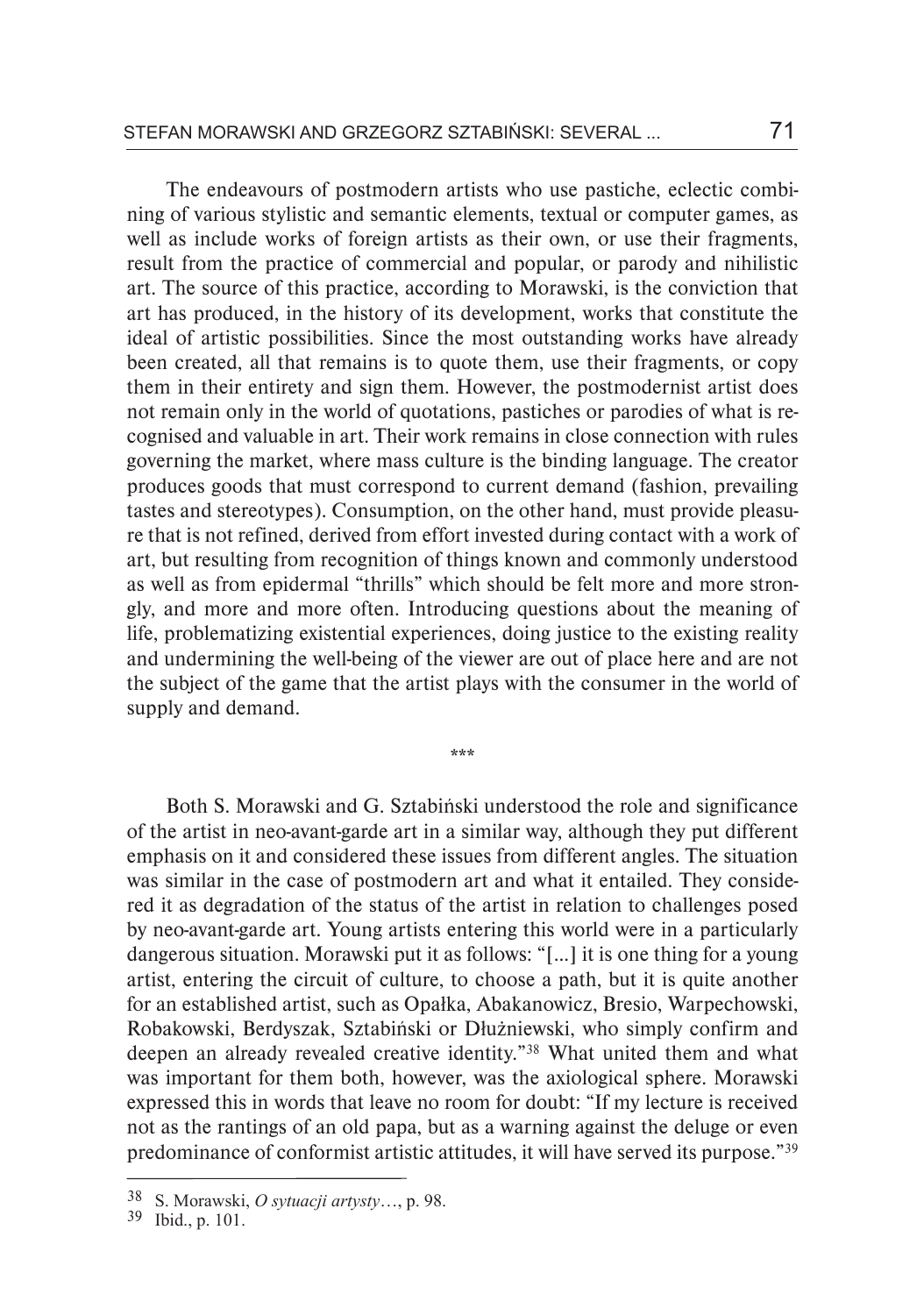The endeavours of postmodern artists who use pastiche, eclectic combining of various stylistic and semantic elements, textual or computer games, as well as include works of foreign artists as their own, or use their fragments, result from the practice of commercial and popular, or parody and nihilistic art. The source of this practice, according to Morawski, is the conviction that art has produced, in the history of its development, works that constitute the ideal of artistic possibilities. Since the most outstanding works have already been created, all that remains is to quote them, use their fragments, or copy them in their entirety and sign them. However, the postmodernist artist does not remain only in the world of quotations, pastiches or parodies of what is recognised and valuable in art. Their work remains in close connection with rules governing the market, where mass culture is the binding language. The creator produces goods that must correspond to current demand (fashion, prevailing tastes and stereotypes). Consumption, on the other hand, must provide pleasure that is not refined, derived from effort invested during contact with a work of art, but resulting from recognition of things known and commonly understood as well as from epidermal "thrills" which should be felt more and more strongly, and more and more often. Introducing questions about the meaning of life, problematizing existential experiences, doing justice to the existing reality and undermining the well-being of the viewer are out of place here and are not the subject of the game that the artist plays with the consumer in the world of supply and demand.

***

Both S. Morawski and G. Sztabiński understood the role and significance of the artist in neo-avant-garde art in a similar way, although they put different emphasis on it and considered these issues from different angles. The situation was similar in the case of postmodern art and what it entailed. They considered it as degradation of the status of the artist in relation to challenges posed by neo-avant-garde art. Young artists entering this world were in a particularly dangerous situation. Morawski put it as follows: "[...] it is one thing for a young artist, entering the circuit of culture, to choose a path, but it is quite another for an established artist, such as Opałka, Abakanowicz, Bresio, Warpechowski, Robakowski, Berdyszak, Sztabiński or Dłużniewski, who simply confirm and deepen an already revealed creative identity."[38] What united them and what was important for them both, however, was the axiological sphere. Morawski expressed this in words that leave no room for doubt: "If my lecture is received not as the rantings of an old papa, but as a warning against the deluge or even predominance of conformist artistic attitudes, it will have served its purpose."[39]

---

[38] S. Morawski, *O sytuacji artysty*…, p. 98.

[39] Ibid., p. 101.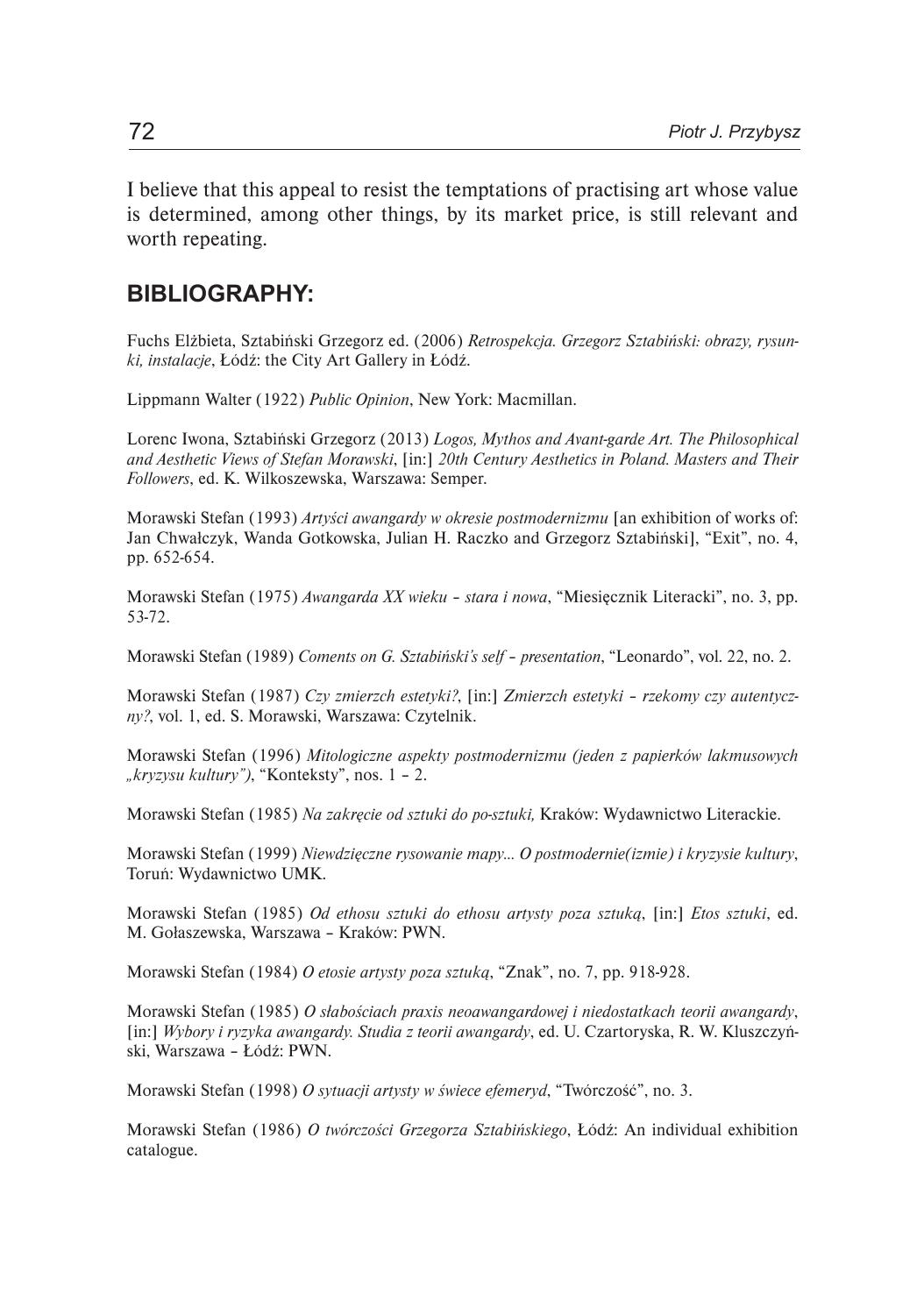I believe that this appeal to resist the temptations of practising art whose value is determined, among other things, by its market price, is still relevant and worth repeating.

## BIBLIOGRAPHY:

Fuchs Elżbieta, Sztabiński Grzegorz ed. (2006) *Retrospekcja. Grzegorz Sztabiński: obrazy, rysunki, instalacje*, Łódź: the City Art Gallery in Łódź.

Lippmann Walter (1922) *Public Opinion*, New York: Macmillan.

Lorenc Iwona, Sztabiński Grzegorz (2013) *Logos, Mythos and Avant-garde Art. The Philosophical and Aesthetic Views of Stefan Morawski*, [in:] *20th Century Aesthetics in Poland. Masters and Their Followers*, ed. K. Wilkoszewska, Warszawa: Semper.

Morawski Stefan (1993) *Artyści awangardy w okresie postmodernizmu* [an exhibition of works of: Jan Chwałczyk, Wanda Gotkowska, Julian H. Raczko and Grzegorz Sztabiński], "Exit", no. 4, pp. 652-654.

Morawski Stefan (1975) *Awangarda XX wieku – stara i nowa*, "Miesięcznik Literacki", no. 3, pp. 53-72.

Morawski Stefan (1989) *Coments on G. Sztabiński's self – presentation*, "Leonardo", vol. 22, no. 2.

Morawski Stefan (1987) *Czy zmierzch estetyki?*, [in:] *Zmierzch estetyki – rzekomy czy autentyczny?*, vol. 1, ed. S. Morawski, Warszawa: Czytelnik.

Morawski Stefan (1996) *Mitologiczne aspekty postmodernizmu (jeden z papierków lakmusowych „kryzysu kultury")*, "Konteksty", nos. 1 – 2.

Morawski Stefan (1985) *Na zakręcie od sztuki do po-sztuki,* Kraków: Wydawnictwo Literackie.

Morawski Stefan (1999) *Niewdzięczne rysowanie mapy... O postmodernie(izmie) i kryzysie kultury*, Toruń: Wydawnictwo UMK.

Morawski Stefan (1985) *Od ethosu sztuki do ethosu artysty poza sztuką*, [in:] *Etos sztuki*, ed. M. Gołaszewska, Warszawa – Kraków: PWN.

Morawski Stefan (1984) *O etosie artysty poza sztuką*, "Znak", no. 7, pp. 918-928.

Morawski Stefan (1985) *O słabościach praxis neoawangardowej i niedostatkach teorii awangardy*, [in:] *Wybory i ryzyka awangardy. Studia z teorii awangardy*, ed. U. Czartoryska, R. W. Kluszczyński, Warszawa – Łódź: PWN.

Morawski Stefan (1998) *O sytuacji artysty w świece efemeryd*, "Twórczość", no. 3.

Morawski Stefan (1986) *O twórczości Grzegorza Sztabińskiego*, Łódź: An individual exhibition catalogue.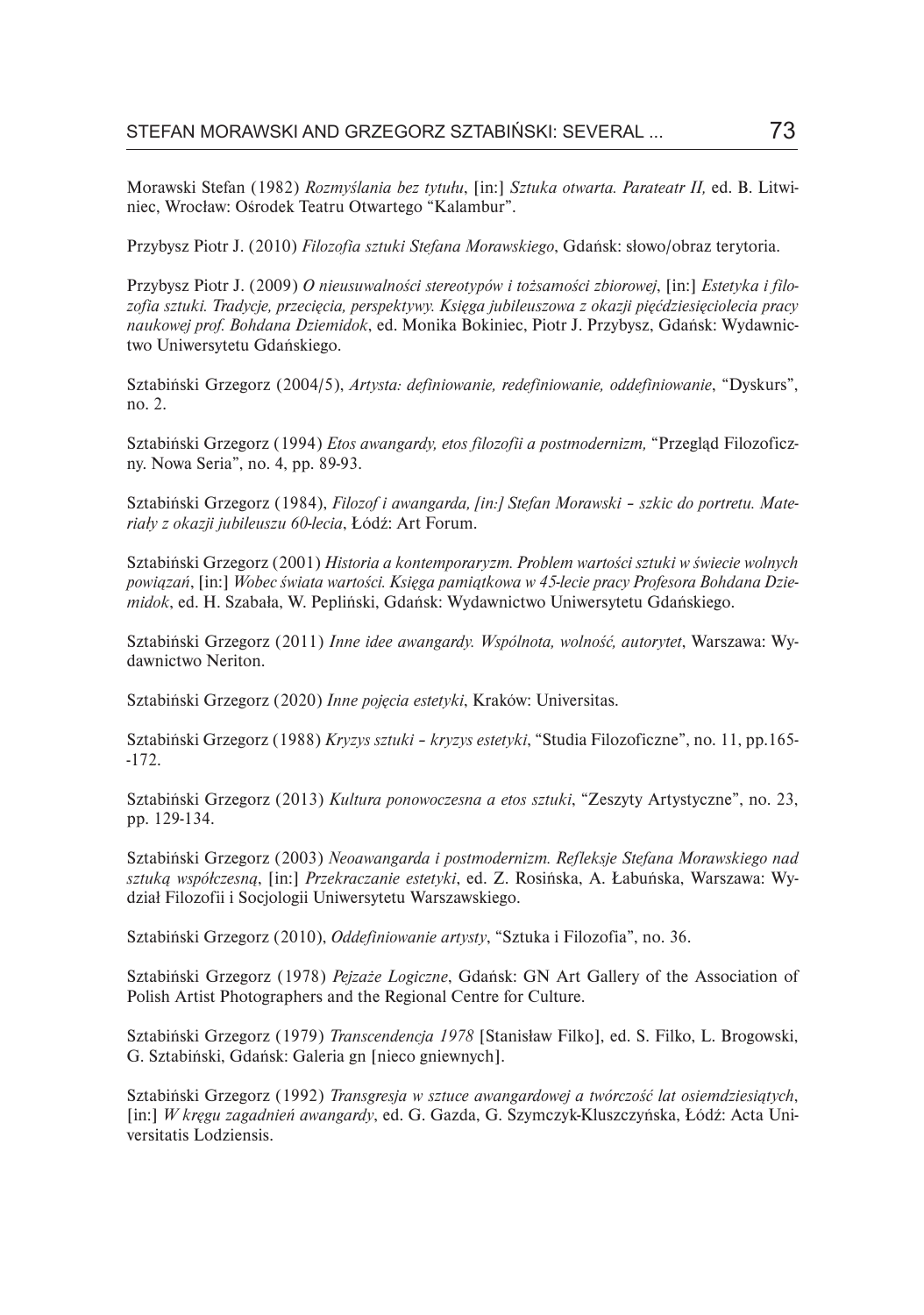Morawski Stefan (1982) *Rozmyślania bez tytułu*, [in:] *Sztuka otwarta. Parateatr II,* ed. B. Litwiniec, Wrocław: Ośrodek Teatru Otwartego "Kalambur".

Przybysz Piotr J. (2010) *Filozofia sztuki Stefana Morawskiego*, Gdańsk: słowo/obraz terytoria.

Przybysz Piotr J. (2009) *O nieusuwalności stereotypów i tożsamości zbiorowej*, [in:] *Estetyka i filozofia sztuki. Tradycje, przecięcia, perspektywy. Księga jubileuszowa z okazji pięćdziesięciolecia pracy naukowej prof. Bohdana Dziemidok*, ed. Monika Bokiniec, Piotr J. Przybysz, Gdańsk: Wydawnictwo Uniwersytetu Gdańskiego.

Sztabiński Grzegorz (2004/5), *Artysta: definiowanie, redefiniowanie, oddefiniowanie*, "Dyskurs", no. 2.

Sztabiński Grzegorz (1994) *Etos awangardy, etos filozofii a postmodernizm,* "Przegląd Filozoficzny. Nowa Seria", no. 4, pp. 89-93.

Sztabiński Grzegorz (1984), *Filozof i awangarda, [in:] Stefan Morawski – szkic do portretu. Materiały z okazji jubileuszu 60-lecia*, Łódź: Art Forum.

Sztabiński Grzegorz (2001) *Historia a kontemporaryzm. Problem wartości sztuki w świecie wolnych powiązań*, [in:] *Wobec świata wartości. Księga pamiątkowa w 45-lecie pracy Profesora Bohdana Dziemidok*, ed. H. Szabała, W. Pepliński, Gdańsk: Wydawnictwo Uniwersytetu Gdańskiego.

Sztabiński Grzegorz (2011) *Inne idee awangardy. Wspólnota, wolność, autorytet*, Warszawa: Wydawnictwo Neriton.

Sztabiński Grzegorz (2020) *Inne pojęcia estetyki*, Kraków: Universitas.

Sztabiński Grzegorz (1988) *Kryzys sztuki – kryzys estetyki*, "Studia Filozoficzne", no. 11, pp.165-172.

Sztabiński Grzegorz (2013) *Kultura ponowoczesna a etos sztuki*, "Zeszyty Artystyczne", no. 23, pp. 129-134.

Sztabiński Grzegorz (2003) *Neoawangarda i postmodernizm. Refleksje Stefana Morawskiego nad sztuką współczesną*, [in:] *Przekraczanie estetyki*, ed. Z. Rosińska, A. Łabuńska, Warszawa: Wydział Filozofii i Socjologii Uniwersytetu Warszawskiego.

Sztabiński Grzegorz (2010), *Oddefiniowanie artysty*, "Sztuka i Filozofia", no. 36.

Sztabiński Grzegorz (1978) *Pejzaże Logiczne*, Gdańsk: GN Art Gallery of the Association of Polish Artist Photographers and the Regional Centre for Culture.

Sztabiński Grzegorz (1979) *Transcendencja 1978* [Stanisław Filko], ed. S. Filko, L. Brogowski, G. Sztabiński, Gdańsk: Galeria gn [nieco gniewnych].

Sztabiński Grzegorz (1992) *Transgresja w sztuce awangardowej a twórczość lat osiemdziesiątych*, [in:] *W kręgu zagadnień awangardy*, ed. G. Gazda, G. Szymczyk-Kluszczyńska, Łódź: Acta Universitatis Lodziensis.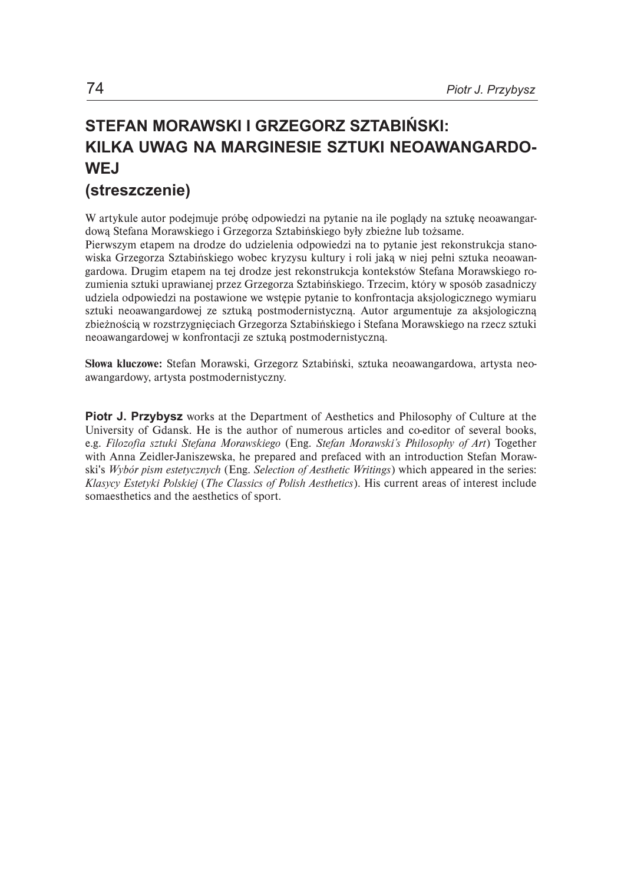# STEFAN MORAWSKI I GRZEGORZ SZTABIŃSKI: KILKA UWAG NA MARGINESIE SZTUKI NEOAWANGARDOWEJ

## (streszczenie)

W artykule autor podejmuje próbę odpowiedzi na pytanie na ile poglądy na sztukę neoawangardową Stefana Morawskiego i Grzegorza Sztabińskiego były zbieżne lub tożsame.
Pierwszym etapem na drodze do udzielenia odpowiedzi na to pytanie jest rekonstrukcja stanowiska Grzegorza Sztabińskiego wobec kryzysu kultury i roli jaką w niej pełni sztuka neoawangardowa. Drugim etapem na tej drodze jest rekonstrukcja kontekstów Stefana Morawskiego rozumienia sztuki uprawianej przez Grzegorza Sztabińskiego. Trzecim, który w sposób zasadniczy udziela odpowiedzi na postawione we wstępie pytanie to konfrontacja aksjologicznego wymiaru sztuki neoawangardowej ze sztuką postmodernistyczną. Autor argumentuje za aksjologiczną zbieżnością w rozstrzygnięciach Grzegorza Sztabińskiego i Stefana Morawskiego na rzecz sztuki neoawangardowej w konfrontacji ze sztuką postmodernistyczną.

**Słowa kluczowe:** Stefan Morawski, Grzegorz Sztabiński, sztuka neoawangardowa, artysta neoawangardowy, artysta postmodernistyczny.

**Piotr J. Przybysz** works at the Department of Aesthetics and Philosophy of Culture at the University of Gdansk. He is the author of numerous articles and co-editor of several books, e.g. *Filozofia sztuki Stefana Morawskiego* (Eng. *Stefan Morawski's Philosophy of Art*) Together with Anna Zeidler-Janiszewska, he prepared and prefaced with an introduction Stefan Morawski's *Wybór pism estetycznych* (Eng. *Selection of Aesthetic Writings*) which appeared in the series: *Klasycy Estetyki Polskiej* (*The Classics of Polish Aesthetics*). His current areas of interest include somaesthetics and the aesthetics of sport.